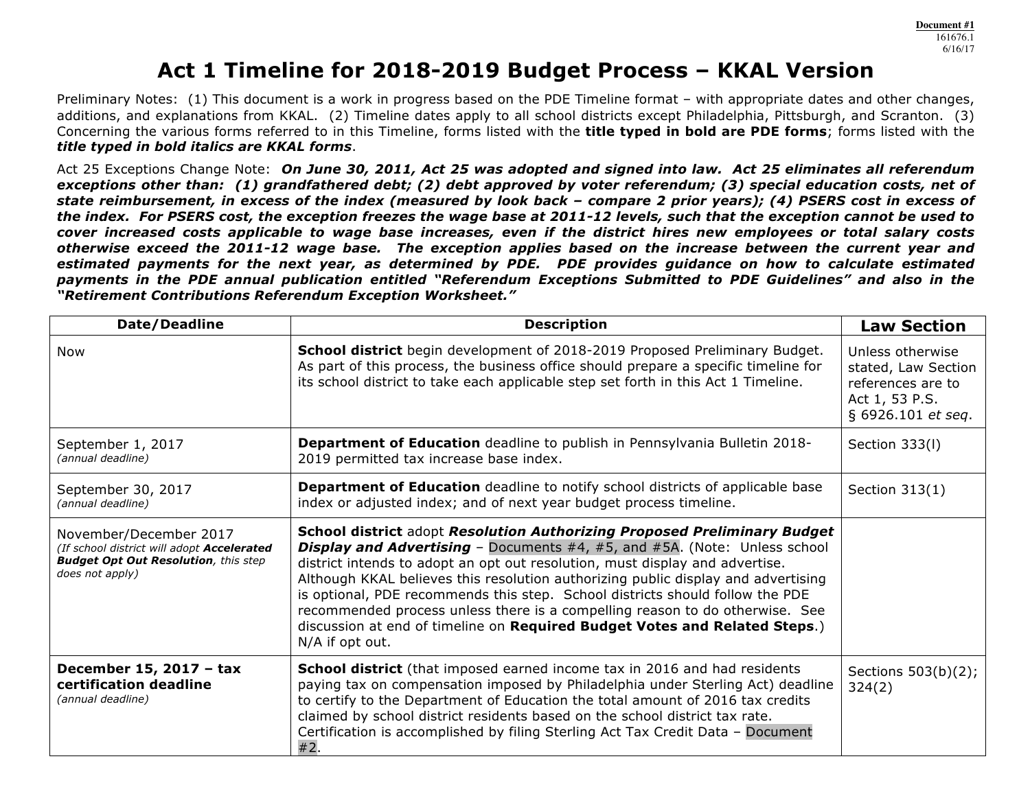Document #1
161676.1
6/16/17

# Act 1 Timeline for 2018-2019 Budget Process – KKAL Version

Preliminary Notes: (1) This document is a work in progress based on the PDE Timeline format – with appropriate dates and other changes, additions, and explanations from KKAL. (2) Timeline dates apply to all school districts except Philadelphia, Pittsburgh, and Scranton. (3) Concerning the various forms referred to in this Timeline, forms listed with the **title typed in bold are PDE forms**; forms listed with the ***title typed in bold italics are KKAL forms***.

Act 25 Exceptions Change Note: ***On June 30, 2011, Act 25 was adopted and signed into law. Act 25 eliminates all referendum exceptions other than: (1) grandfathered debt; (2) debt approved by voter referendum; (3) special education costs, net of state reimbursement, in excess of the index (measured by look back – compare 2 prior years); (4) PSERS cost in excess of the index. For PSERS cost, the exception freezes the wage base at 2011-12 levels, such that the exception cannot be used to cover increased costs applicable to wage base increases, even if the district hires new employees or total salary costs otherwise exceed the 2011-12 wage base. The exception applies based on the increase between the current year and estimated payments for the next year, as determined by PDE. PDE provides guidance on how to calculate estimated payments in the PDE annual publication entitled "Referendum Exceptions Submitted to PDE Guidelines" and also in the "Retirement Contributions Referendum Exception Worksheet."***

| Date/Deadline | Description | Law Section |
|---|---|---|
| Now | **School district** begin development of 2018-2019 Proposed Preliminary Budget. As part of this process, the business office should prepare a specific timeline for its school district to take each applicable step set forth in this Act 1 Timeline. | Unless otherwise stated, Law Section references are to Act 1, 53 P.S. § 6926.101 *et seq*. |
| September 1, 2017 *(annual deadline)* | **Department of Education** deadline to publish in Pennsylvania Bulletin 2018-2019 permitted tax increase base index. | Section 333(l) |
| September 30, 2017 *(annual deadline)* | **Department of Education** deadline to notify school districts of applicable base index or adjusted index; and of next year budget process timeline. | Section 313(1) |
| November/December 2017 *(If school district will adopt **Accelerated Budget Opt Out Resolution**, this step does not apply)* | **School district** adopt ***Resolution Authorizing Proposed Preliminary Budget Display and Advertising*** – Documents #4, #5, and #5A. (Note: Unless school district intends to adopt an opt out resolution, must display and advertise. Although KKAL believes this resolution authorizing public display and advertising is optional, PDE recommends this step. School districts should follow the PDE recommended process unless there is a compelling reason to do otherwise. See discussion at end of timeline on **Required Budget Votes and Related Steps**.) N/A if opt out. | |
| **December 15, 2017 – tax certification deadline** *(annual deadline)* | **School district** (that imposed earned income tax in 2016 and had residents paying tax on compensation imposed by Philadelphia under Sterling Act) deadline to certify to the Department of Education the total amount of 2016 tax credits claimed by school district residents based on the school district tax rate. Certification is accomplished by filing Sterling Act Tax Credit Data – Document #2. | Sections 503(b)(2); 324(2) |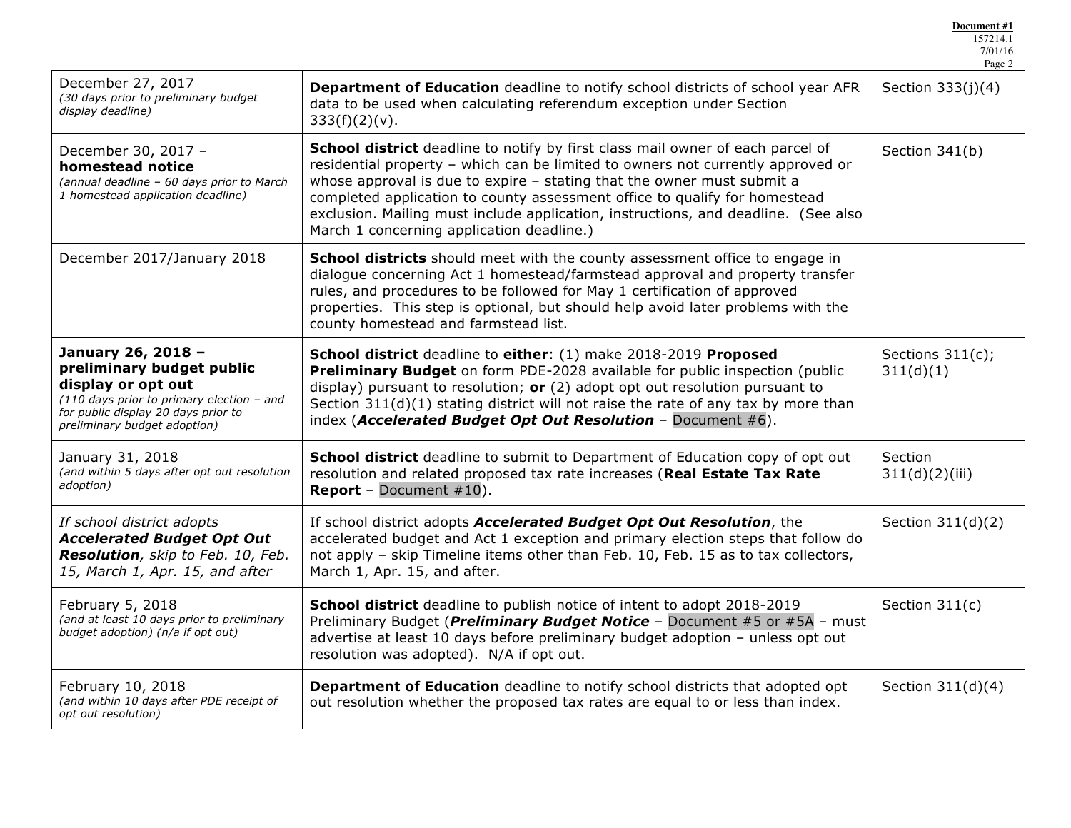| | | |
|---|---|---|
| December 27, 2017<br>*(30 days prior to preliminary budget display deadline)* | **Department of Education** deadline to notify school districts of school year AFR data to be used when calculating referendum exception under Section 333(f)(2)(v). | Section 333(j)(4) |
| December 30, 2017 – **homestead notice**<br>*(annual deadline – 60 days prior to March 1 homestead application deadline)* | **School district** deadline to notify by first class mail owner of each parcel of residential property – which can be limited to owners not currently approved or whose approval is due to expire – stating that the owner must submit a completed application to county assessment office to qualify for homestead exclusion. Mailing must include application, instructions, and deadline. (See also March 1 concerning application deadline.) | Section 341(b) |
| December 2017/January 2018 | **School districts** should meet with the county assessment office to engage in dialogue concerning Act 1 homestead/farmstead approval and property transfer rules, and procedures to be followed for May 1 certification of approved properties. This step is optional, but should help avoid later problems with the county homestead and farmstead list. | |
| **January 26, 2018 – preliminary budget public display or opt out**<br>*(110 days prior to primary election – and for public display 20 days prior to preliminary budget adoption)* | **School district** deadline to **either**: (1) make 2018-2019 **Proposed Preliminary Budget** on form PDE-2028 available for public inspection (public display) pursuant to resolution; **or** (2) adopt opt out resolution pursuant to Section 311(d)(1) stating district will not raise the rate of any tax by more than index (***Accelerated Budget Opt Out Resolution*** – Document #6). | Sections 311(c); 311(d)(1) |
| January 31, 2018<br>*(and within 5 days after opt out resolution adoption)* | **School district** deadline to submit to Department of Education copy of opt out resolution and related proposed tax rate increases (**Real Estate Tax Rate Report** – Document #10). | Section 311(d)(2)(iii) |
| *If school district adopts **Accelerated Budget Opt Out Resolution**, skip to Feb. 10, Feb. 15, March 1, Apr. 15, and after* | If school district adopts ***Accelerated Budget Opt Out Resolution***, the accelerated budget and Act 1 exception and primary election steps that follow do not apply – skip Timeline items other than Feb. 10, Feb. 15 as to tax collectors, March 1, Apr. 15, and after. | Section 311(d)(2) |
| February 5, 2018<br>*(and at least 10 days prior to preliminary budget adoption) (n/a if opt out)* | **School district** deadline to publish notice of intent to adopt 2018-2019 Preliminary Budget (***Preliminary Budget Notice*** – Document #5 or #5A – must advertise at least 10 days before preliminary budget adoption – unless opt out resolution was adopted). N/A if opt out. | Section 311(c) |
| February 10, 2018<br>*(and within 10 days after PDE receipt of opt out resolution)* | **Department of Education** deadline to notify school districts that adopted opt out resolution whether the proposed tax rates are equal to or less than index. | Section 311(d)(4) |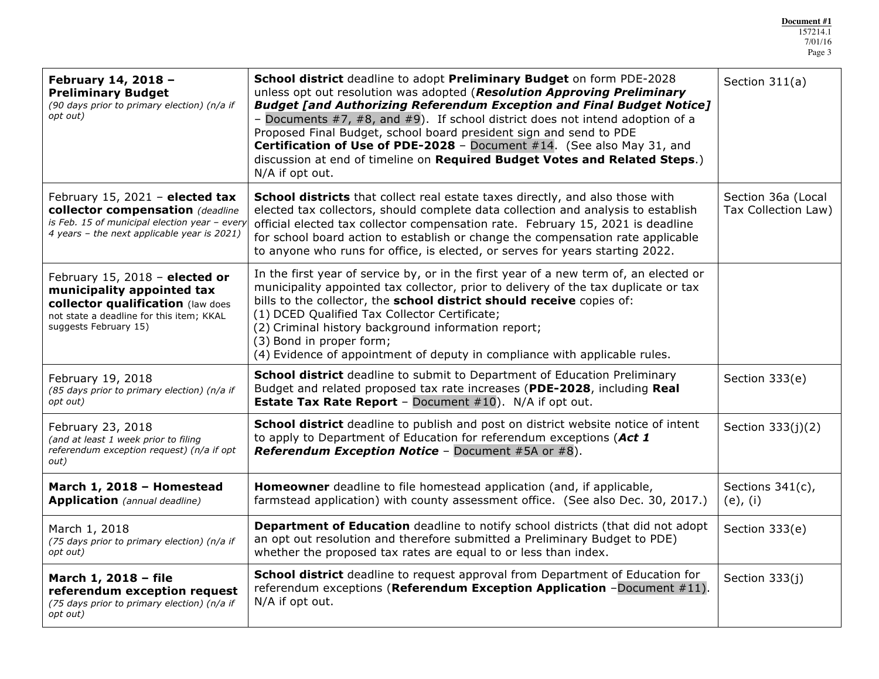| | | |
|---|---|---|
| **February 14, 2018 – Preliminary Budget** *(90 days prior to primary election) (n/a if opt out)* | **School district** deadline to adopt **Preliminary Budget** on form PDE-2028 unless opt out resolution was adopted (***Resolution Approving Preliminary Budget [and Authorizing Referendum Exception and Final Budget Notice]*** – Documents #7, #8, and #9). If school district does not intend adoption of a Proposed Final Budget, school board president sign and send to PDE **Certification of Use of PDE-2028** – Document #14. (See also May 31, and discussion at end of timeline on **Required Budget Votes and Related Steps**.) N/A if opt out. | Section 311(a) |
| February 15, 2021 – **elected tax collector compensation** *(deadline is Feb. 15 of municipal election year – every 4 years – the next applicable year is 2021)* | **School districts** that collect real estate taxes directly, and also those with elected tax collectors, should complete data collection and analysis to establish official elected tax collector compensation rate. February 15, 2021 is deadline for school board action to establish or change the compensation rate applicable to anyone who runs for office, is elected, or serves for years starting 2022. | Section 36a (Local Tax Collection Law) |
| February 15, 2018 – **elected or municipality appointed tax collector qualification** (law does not state a deadline for this item; KKAL suggests February 15) | In the first year of service by, or in the first year of a new term of, an elected or municipality appointed tax collector, prior to delivery of the tax duplicate or tax bills to the collector, the **school district should receive** copies of:<br>(1) DCED Qualified Tax Collector Certificate;<br>(2) Criminal history background information report;<br>(3) Bond in proper form;<br>(4) Evidence of appointment of deputy in compliance with applicable rules. | |
| February 19, 2018 *(85 days prior to primary election) (n/a if opt out)* | **School district** deadline to submit to Department of Education Preliminary Budget and related proposed tax rate increases (**PDE-2028**, including **Real Estate Tax Rate Report** – Document #10). N/A if opt out. | Section 333(e) |
| February 23, 2018 *(and at least 1 week prior to filing referendum exception request) (n/a if opt out)* | **School district** deadline to publish and post on district website notice of intent to apply to Department of Education for referendum exceptions (***Act 1 Referendum Exception Notice*** – Document #5A or #8). | Section 333(j)(2) |
| **March 1, 2018 – Homestead Application** *(annual deadline)* | **Homeowner** deadline to file homestead application (and, if applicable, farmstead application) with county assessment office. (See also Dec. 30, 2017.) | Sections 341(c), (e), (i) |
| March 1, 2018 *(75 days prior to primary election) (n/a if opt out)* | **Department of Education** deadline to notify school districts (that did not adopt an opt out resolution and therefore submitted a Preliminary Budget to PDE) whether the proposed tax rates are equal to or less than index. | Section 333(e) |
| **March 1, 2018 – file referendum exception request** *(75 days prior to primary election) (n/a if opt out)* | **School district** deadline to request approval from Department of Education for referendum exceptions (**Referendum Exception Application** –Document #11). N/A if opt out. | Section 333(j) |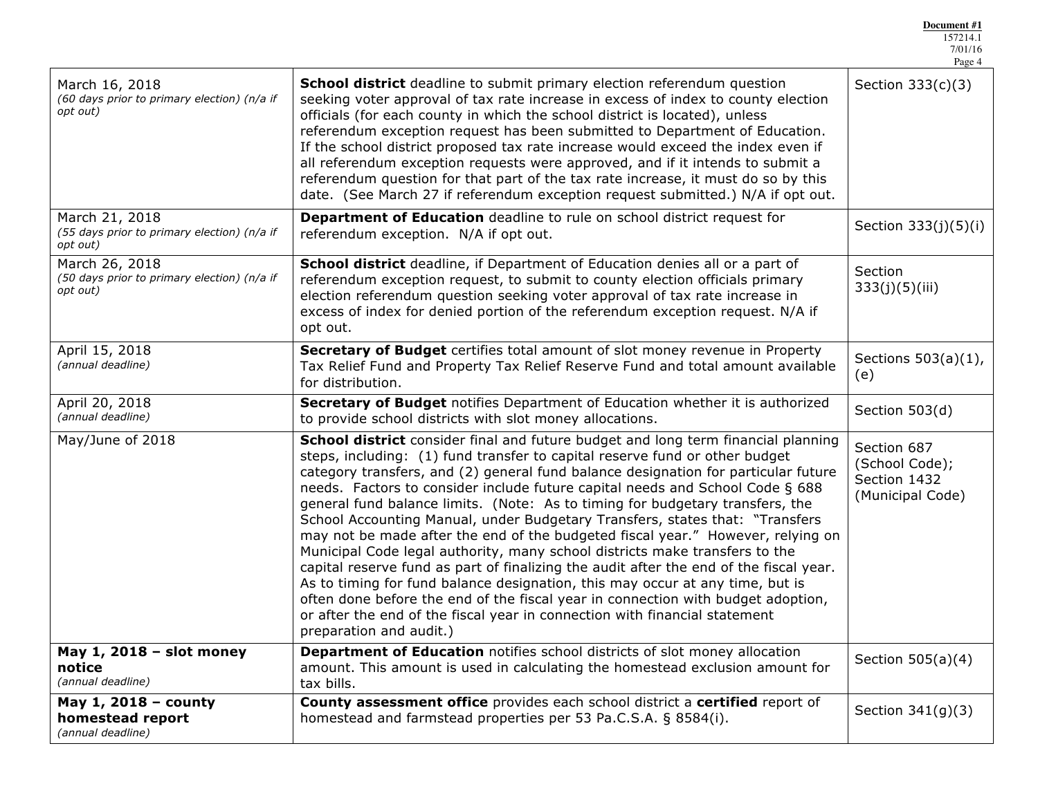| Date | Action | Authority |
|---|---|---|
| March 16, 2018<br>*(60 days prior to primary election) (n/a if opt out)* | **School district** deadline to submit primary election referendum question seeking voter approval of tax rate increase in excess of index to county election officials (for each county in which the school district is located), unless referendum exception request has been submitted to Department of Education. If the school district proposed tax rate increase would exceed the index even if all referendum exception requests were approved, and if it intends to submit a referendum question for that part of the tax rate increase, it must do so by this date. (See March 27 if referendum exception request submitted.) N/A if opt out. | Section 333(c)(3) |
| March 21, 2018<br>*(55 days prior to primary election) (n/a if opt out)* | **Department of Education** deadline to rule on school district request for referendum exception. N/A if opt out. | Section 333(j)(5)(i) |
| March 26, 2018<br>*(50 days prior to primary election) (n/a if opt out)* | **School district** deadline, if Department of Education denies all or a part of referendum exception request, to submit to county election officials primary election referendum question seeking voter approval of tax rate increase in excess of index for denied portion of the referendum exception request. N/A if opt out. | Section 333(j)(5)(iii) |
| April 15, 2018<br>*(annual deadline)* | **Secretary of Budget** certifies total amount of slot money revenue in Property Tax Relief Fund and Property Tax Relief Reserve Fund and total amount available for distribution. | Sections 503(a)(1), (e) |
| April 20, 2018<br>*(annual deadline)* | **Secretary of Budget** notifies Department of Education whether it is authorized to provide school districts with slot money allocations. | Section 503(d) |
| May/June of 2018 | **School district** consider final and future budget and long term financial planning steps, including: (1) fund transfer to capital reserve fund or other budget category transfers, and (2) general fund balance designation for particular future needs. Factors to consider include future capital needs and School Code § 688 general fund balance limits. (Note: As to timing for budgetary transfers, the School Accounting Manual, under Budgetary Transfers, states that: "Transfers may not be made after the end of the budgeted fiscal year." However, relying on Municipal Code legal authority, many school districts make transfers to the capital reserve fund as part of finalizing the audit after the end of the fiscal year. As to timing for fund balance designation, this may occur at any time, but is often done before the end of the fiscal year in connection with budget adoption, or after the end of the fiscal year in connection with financial statement preparation and audit.) | Section 687 (School Code); Section 1432 (Municipal Code) |
| **May 1, 2018 – slot money notice**<br>*(annual deadline)* | **Department of Education** notifies school districts of slot money allocation amount. This amount is used in calculating the homestead exclusion amount for tax bills. | Section 505(a)(4) |
| **May 1, 2018 – county homestead report**<br>*(annual deadline)* | **County assessment office** provides each school district a **certified** report of homestead and farmstead properties per 53 Pa.C.S.A. § 8584(i). | Section 341(g)(3) |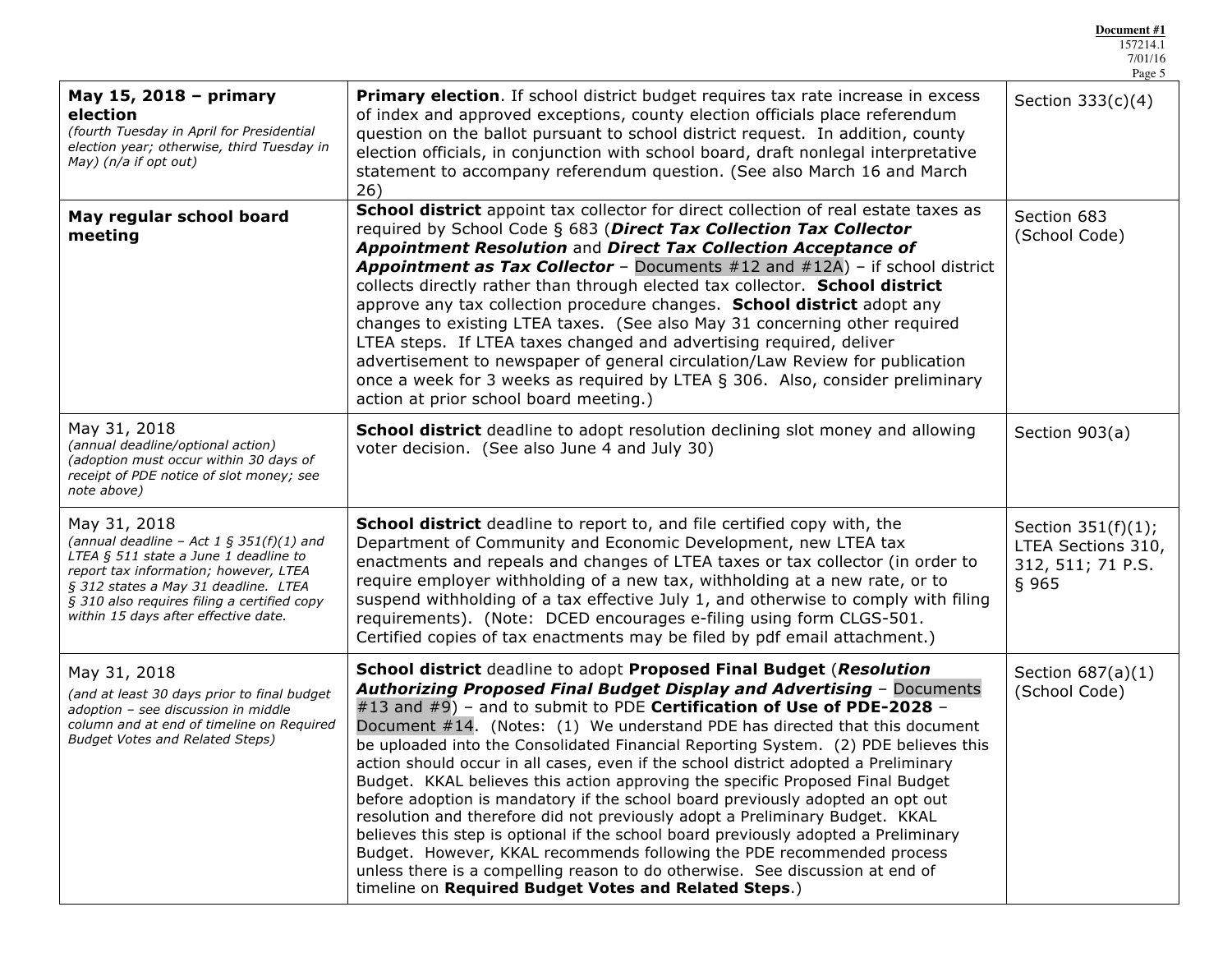| | | |
|---|---|---|
| **May 15, 2018 – primary election** *(fourth Tuesday in April for Presidential election year; otherwise, third Tuesday in May) (n/a if opt out)* | **Primary election**. If school district budget requires tax rate increase in excess of index and approved exceptions, county election officials place referendum question on the ballot pursuant to school district request. In addition, county election officials, in conjunction with school board, draft nonlegal interpretative statement to accompany referendum question. (See also March 16 and March 26) | Section 333(c)(4) |
| **May regular school board meeting** | **School district** appoint tax collector for direct collection of real estate taxes as required by School Code § 683 (***Direct Tax Collection Tax Collector Appointment Resolution*** and ***Direct Tax Collection Acceptance of Appointment as Tax Collector*** – Documents #12 and #12A) – if school district collects directly rather than through elected tax collector. **School district** approve any tax collection procedure changes. **School district** adopt any changes to existing LTEA taxes. (See also May 31 concerning other required LTEA steps. If LTEA taxes changed and advertising required, deliver advertisement to newspaper of general circulation/Law Review for publication once a week for 3 weeks as required by LTEA § 306. Also, consider preliminary action at prior school board meeting.) | Section 683 (School Code) |
| May 31, 2018 *(annual deadline/optional action) (adoption must occur within 30 days of receipt of PDE notice of slot money; see note above)* | **School district** deadline to adopt resolution declining slot money and allowing voter decision. (See also June 4 and July 30) | Section 903(a) |
| May 31, 2018 *(annual deadline – Act 1 § 351(f)(1) and LTEA § 511 state a June 1 deadline to report tax information; however, LTEA § 312 states a May 31 deadline. LTEA § 310 also requires filing a certified copy within 15 days after effective date.* | **School district** deadline to report to, and file certified copy with, the Department of Community and Economic Development, new LTEA tax enactments and repeals and changes of LTEA taxes or tax collector (in order to require employer withholding of a new tax, withholding at a new rate, or to suspend withholding of a tax effective July 1, and otherwise to comply with filing requirements). (Note: DCED encourages e-filing using form CLGS-501. Certified copies of tax enactments may be filed by pdf email attachment.) | Section 351(f)(1); LTEA Sections 310, 312, 511; 71 P.S. § 965 |
| May 31, 2018 *(and at least 30 days prior to final budget adoption – see discussion in middle column and at end of timeline on Required Budget Votes and Related Steps)* | **School district** deadline to adopt **Proposed Final Budget** (***Resolution Authorizing Proposed Final Budget Display and Advertising*** – Documents #13 and #9) – and to submit to PDE **Certification of Use of PDE-2028** – Document #14. (Notes: (1) We understand PDE has directed that this document be uploaded into the Consolidated Financial Reporting System. (2) PDE believes this action should occur in all cases, even if the school district adopted a Preliminary Budget. KKAL believes this action approving the specific Proposed Final Budget before adoption is mandatory if the school board previously adopted an opt out resolution and therefore did not previously adopt a Preliminary Budget. KKAL believes this step is optional if the school board previously adopted a Preliminary Budget. However, KKAL recommends following the PDE recommended process unless there is a compelling reason to do otherwise. See discussion at end of timeline on **Required Budget Votes and Related Steps**.) | Section 687(a)(1) (School Code) |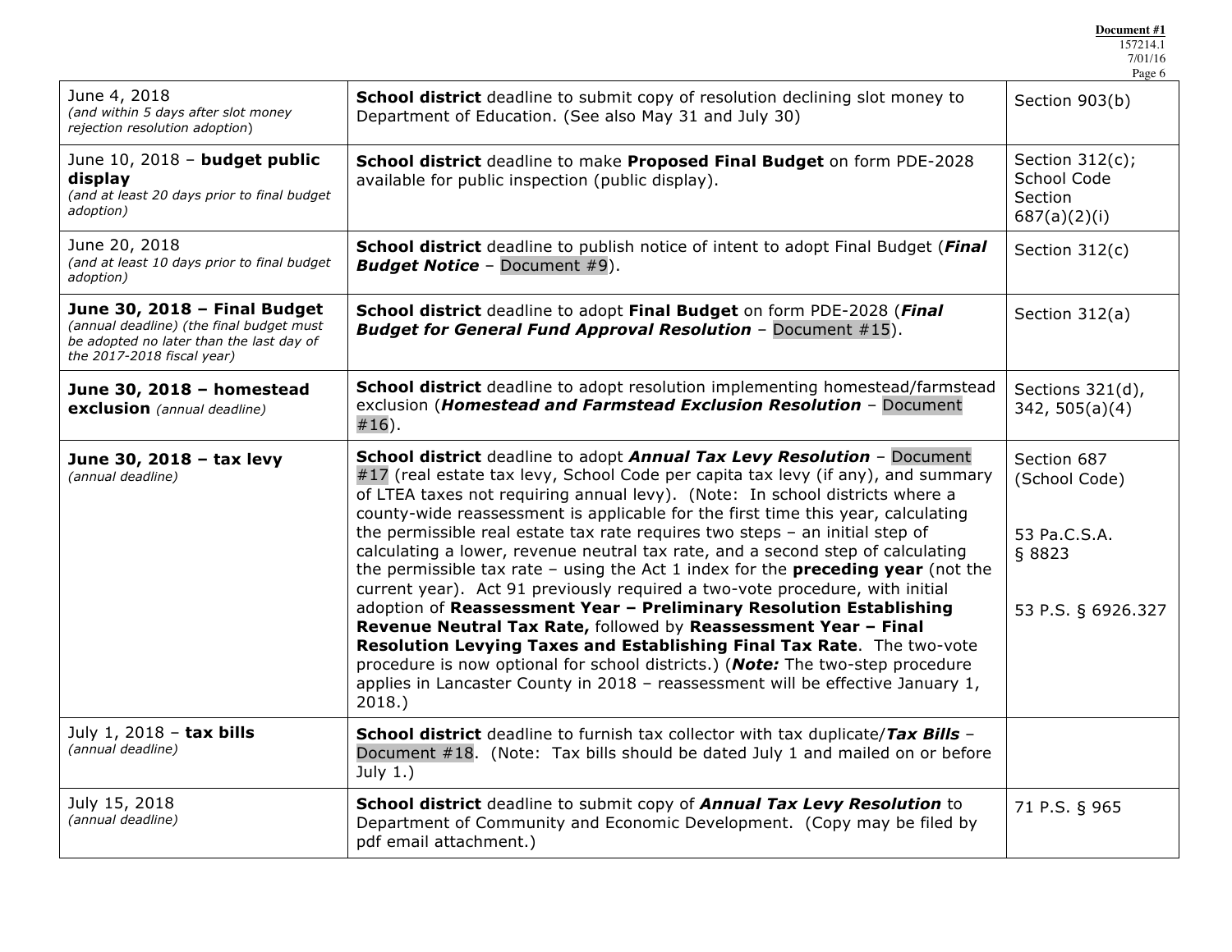| | | |
|---|---|---|
| June 4, 2018 *(and within 5 days after slot money rejection resolution adoption)* | **School district** deadline to submit copy of resolution declining slot money to Department of Education. (See also May 31 and July 30) | Section 903(b) |
| June 10, 2018 – **budget public display** *(and at least 20 days prior to final budget adoption)* | **School district** deadline to make **Proposed Final Budget** on form PDE-2028 available for public inspection (public display). | Section 312(c); School Code Section 687(a)(2)(i) |
| June 20, 2018 *(and at least 10 days prior to final budget adoption)* | **School district** deadline to publish notice of intent to adopt Final Budget (***Final Budget Notice*** – Document #9). | Section 312(c) |
| **June 30, 2018 – Final Budget** *(annual deadline) (the final budget must be adopted no later than the last day of the 2017-2018 fiscal year)* | **School district** deadline to adopt **Final Budget** on form PDE-2028 (***Final Budget for General Fund Approval Resolution*** – Document #15). | Section 312(a) |
| **June 30, 2018 – homestead exclusion** *(annual deadline)* | **School district** deadline to adopt resolution implementing homestead/farmstead exclusion (***Homestead and Farmstead Exclusion Resolution*** – Document #16). | Sections 321(d), 342, 505(a)(4) |
| **June 30, 2018 – tax levy** *(annual deadline)* | **School district** deadline to adopt ***Annual Tax Levy Resolution*** – Document #17 (real estate tax levy, School Code per capita tax levy (if any), and summary of LTEA taxes not requiring annual levy). (Note: In school districts where a county-wide reassessment is applicable for the first time this year, calculating the permissible real estate tax rate requires two steps – an initial step of calculating a lower, revenue neutral tax rate, and a second step of calculating the permissible tax rate – using the Act 1 index for the **preceding year** (not the current year). Act 91 previously required a two-vote procedure, with initial adoption of **Reassessment Year – Preliminary Resolution Establishing Revenue Neutral Tax Rate,** followed by **Reassessment Year – Final Resolution Levying Taxes and Establishing Final Tax Rate**. The two-vote procedure is now optional for school districts.) (***Note:*** The two-step procedure applies in Lancaster County in 2018 – reassessment will be effective January 1, 2018.) | Section 687 (School Code)<br><br>53 Pa.C.S.A. § 8823<br><br>53 P.S. § 6926.327 |
| July 1, 2018 – **tax bills** *(annual deadline)* | **School district** deadline to furnish tax collector with tax duplicate/***Tax Bills*** – Document #18. (Note: Tax bills should be dated July 1 and mailed on or before July 1.) | |
| July 15, 2018 *(annual deadline)* | **School district** deadline to submit copy of ***Annual Tax Levy Resolution*** to Department of Community and Economic Development. (Copy may be filed by pdf email attachment.) | 71 P.S. § 965 |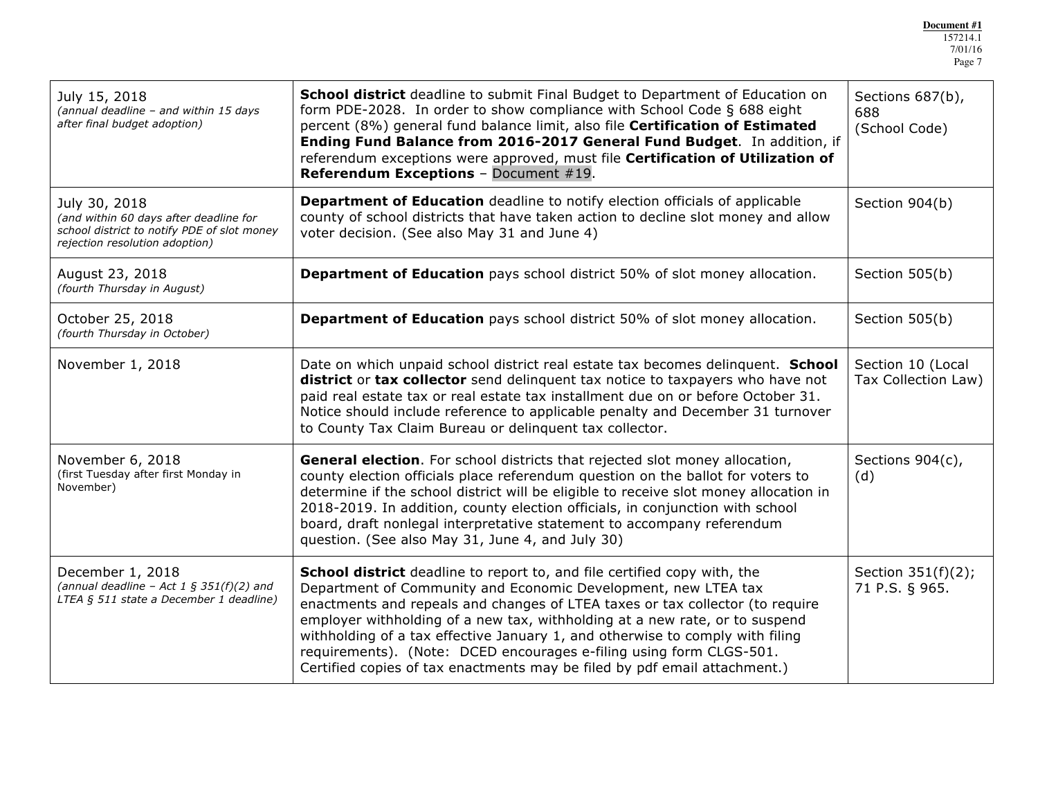| | | |
|---|---|---|
| July 15, 2018<br>*(annual deadline – and within 15 days after final budget adoption)* | **School district** deadline to submit Final Budget to Department of Education on form PDE-2028. In order to show compliance with School Code § 688 eight percent (8%) general fund balance limit, also file **Certification of Estimated Ending Fund Balance from 2016-2017 General Fund Budget**. In addition, if referendum exceptions were approved, must file **Certification of Utilization of Referendum Exceptions** – Document #19. | Sections 687(b), 688<br>(School Code) |
| July 30, 2018<br>*(and within 60 days after deadline for school district to notify PDE of slot money rejection resolution adoption)* | **Department of Education** deadline to notify election officials of applicable county of school districts that have taken action to decline slot money and allow voter decision. (See also May 31 and June 4) | Section 904(b) |
| August 23, 2018<br>*(fourth Thursday in August)* | **Department of Education** pays school district 50% of slot money allocation. | Section 505(b) |
| October 25, 2018<br>*(fourth Thursday in October)* | **Department of Education** pays school district 50% of slot money allocation. | Section 505(b) |
| November 1, 2018 | Date on which unpaid school district real estate tax becomes delinquent. **School district** or **tax collector** send delinquent tax notice to taxpayers who have not paid real estate tax or real estate tax installment due on or before October 31. Notice should include reference to applicable penalty and December 31 turnover to County Tax Claim Bureau or delinquent tax collector. | Section 10 (Local Tax Collection Law) |
| November 6, 2018<br>(first Tuesday after first Monday in November) | **General election**. For school districts that rejected slot money allocation, county election officials place referendum question on the ballot for voters to determine if the school district will be eligible to receive slot money allocation in 2018-2019. In addition, county election officials, in conjunction with school board, draft nonlegal interpretative statement to accompany referendum question. (See also May 31, June 4, and July 30) | Sections 904(c), (d) |
| December 1, 2018<br>*(annual deadline – Act 1 § 351(f)(2) and LTEA § 511 state a December 1 deadline)* | **School district** deadline to report to, and file certified copy with, the Department of Community and Economic Development, new LTEA tax enactments and repeals and changes of LTEA taxes or tax collector (to require employer withholding of a new tax, withholding at a new rate, or to suspend withholding of a tax effective January 1, and otherwise to comply with filing requirements). (Note: DCED encourages e-filing using form CLGS-501. Certified copies of tax enactments may be filed by pdf email attachment.) | Section 351(f)(2); 71 P.S. § 965. |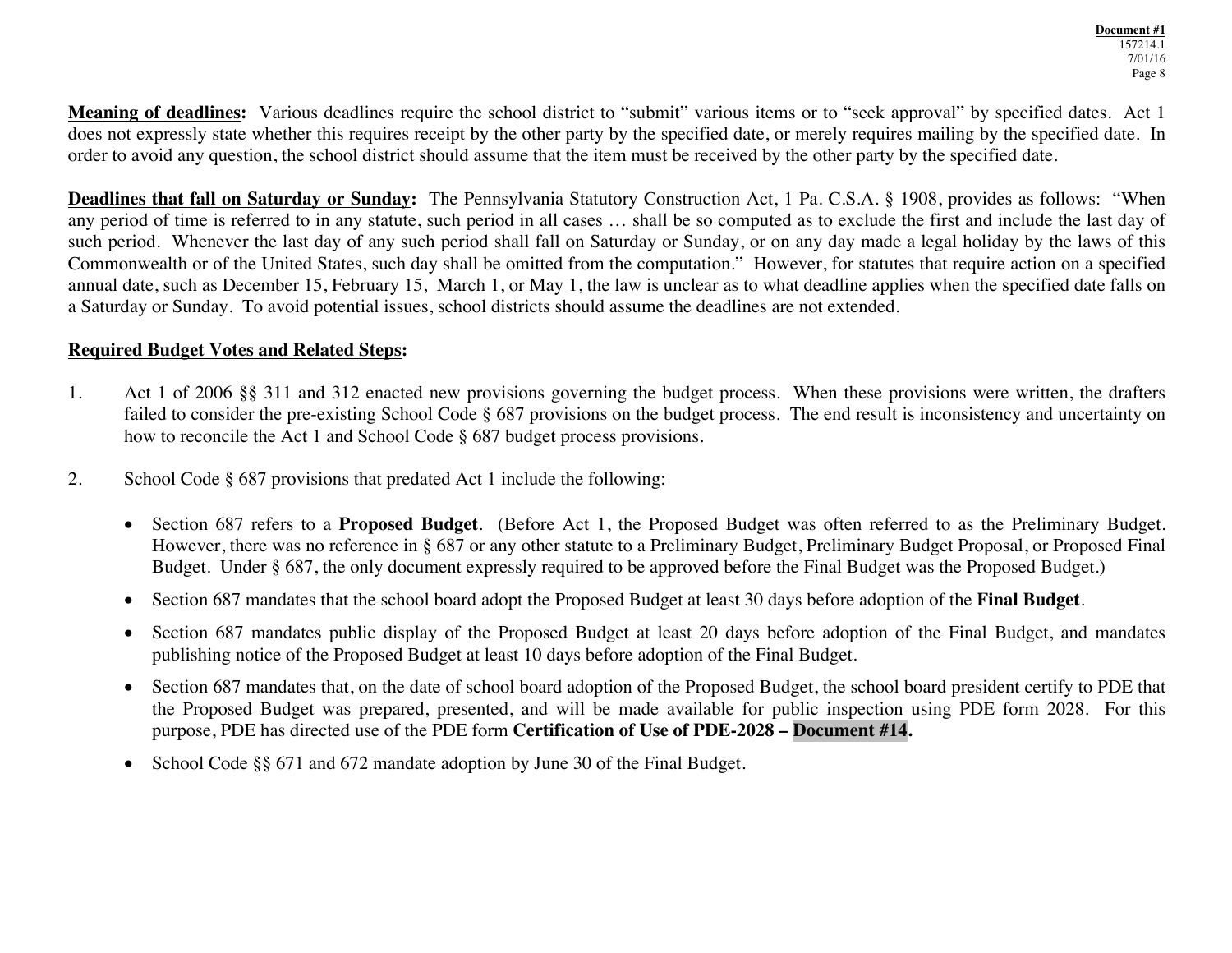**Meaning of deadlines:** Various deadlines require the school district to "submit" various items or to "seek approval" by specified dates. Act 1 does not expressly state whether this requires receipt by the other party by the specified date, or merely requires mailing by the specified date. In order to avoid any question, the school district should assume that the item must be received by the other party by the specified date.

**Deadlines that fall on Saturday or Sunday:** The Pennsylvania Statutory Construction Act, 1 Pa. C.S.A. § 1908, provides as follows: "When any period of time is referred to in any statute, such period in all cases … shall be so computed as to exclude the first and include the last day of such period. Whenever the last day of any such period shall fall on Saturday or Sunday, or on any day made a legal holiday by the laws of this Commonwealth or of the United States, such day shall be omitted from the computation." However, for statutes that require action on a specified annual date, such as December 15, February 15, March 1, or May 1, the law is unclear as to what deadline applies when the specified date falls on a Saturday or Sunday. To avoid potential issues, school districts should assume the deadlines are not extended.

**Required Budget Votes and Related Steps:**

1. Act 1 of 2006 §§ 311 and 312 enacted new provisions governing the budget process. When these provisions were written, the drafters failed to consider the pre-existing School Code § 687 provisions on the budget process. The end result is inconsistency and uncertainty on how to reconcile the Act 1 and School Code § 687 budget process provisions.

2. School Code § 687 provisions that predated Act 1 include the following:

   - Section 687 refers to a **Proposed Budget**. (Before Act 1, the Proposed Budget was often referred to as the Preliminary Budget. However, there was no reference in § 687 or any other statute to a Preliminary Budget, Preliminary Budget Proposal, or Proposed Final Budget. Under § 687, the only document expressly required to be approved before the Final Budget was the Proposed Budget.)
   - Section 687 mandates that the school board adopt the Proposed Budget at least 30 days before adoption of the **Final Budget**.
   - Section 687 mandates public display of the Proposed Budget at least 20 days before adoption of the Final Budget, and mandates publishing notice of the Proposed Budget at least 10 days before adoption of the Final Budget.
   - Section 687 mandates that, on the date of school board adoption of the Proposed Budget, the school board president certify to PDE that the Proposed Budget was prepared, presented, and will be made available for public inspection using PDE form 2028. For this purpose, PDE has directed use of the PDE form **Certification of Use of PDE-2028 – Document #14.**
   - School Code §§ 671 and 672 mandate adoption by June 30 of the Final Budget.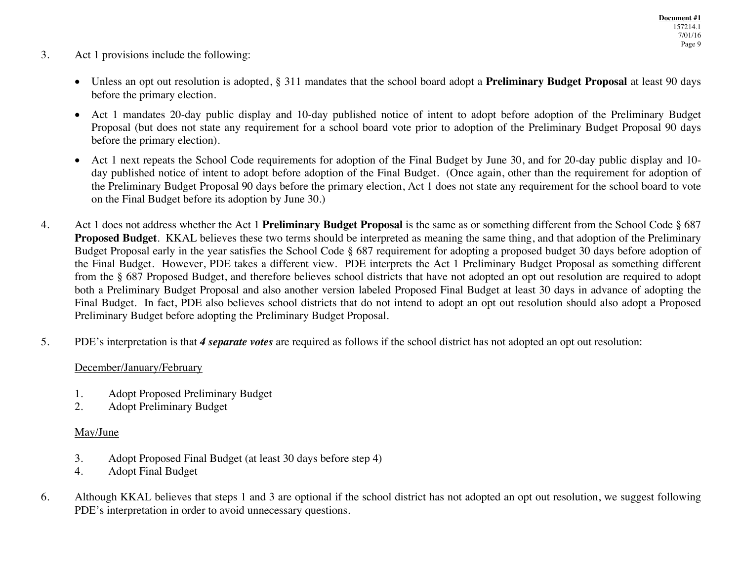3. Act 1 provisions include the following:

   - Unless an opt out resolution is adopted, § 311 mandates that the school board adopt a **Preliminary Budget Proposal** at least 90 days before the primary election.
   - Act 1 mandates 20-day public display and 10-day published notice of intent to adopt before adoption of the Preliminary Budget Proposal (but does not state any requirement for a school board vote prior to adoption of the Preliminary Budget Proposal 90 days before the primary election).
   - Act 1 next repeats the School Code requirements for adoption of the Final Budget by June 30, and for 20-day public display and 10-day published notice of intent to adopt before adoption of the Final Budget. (Once again, other than the requirement for adoption of the Preliminary Budget Proposal 90 days before the primary election, Act 1 does not state any requirement for the school board to vote on the Final Budget before its adoption by June 30.)

4. Act 1 does not address whether the Act 1 **Preliminary Budget Proposal** is the same as or something different from the School Code § 687 **Proposed Budget**. KKAL believes these two terms should be interpreted as meaning the same thing, and that adoption of the Preliminary Budget Proposal early in the year satisfies the School Code § 687 requirement for adopting a proposed budget 30 days before adoption of the Final Budget. However, PDE takes a different view. PDE interprets the Act 1 Preliminary Budget Proposal as something different from the § 687 Proposed Budget, and therefore believes school districts that have not adopted an opt out resolution are required to adopt both a Preliminary Budget Proposal and also another version labeled Proposed Final Budget at least 30 days in advance of adopting the Final Budget. In fact, PDE also believes school districts that do not intend to adopt an opt out resolution should also adopt a Proposed Preliminary Budget before adopting the Preliminary Budget Proposal.

5. PDE's interpretation is that ***4 separate votes*** are required as follows if the school district has not adopted an opt out resolution:

   <u>December/January/February</u>

   1. Adopt Proposed Preliminary Budget
   2. Adopt Preliminary Budget

   <u>May/June</u>

   3. Adopt Proposed Final Budget (at least 30 days before step 4)
   4. Adopt Final Budget

6. Although KKAL believes that steps 1 and 3 are optional if the school district has not adopted an opt out resolution, we suggest following PDE's interpretation in order to avoid unnecessary questions.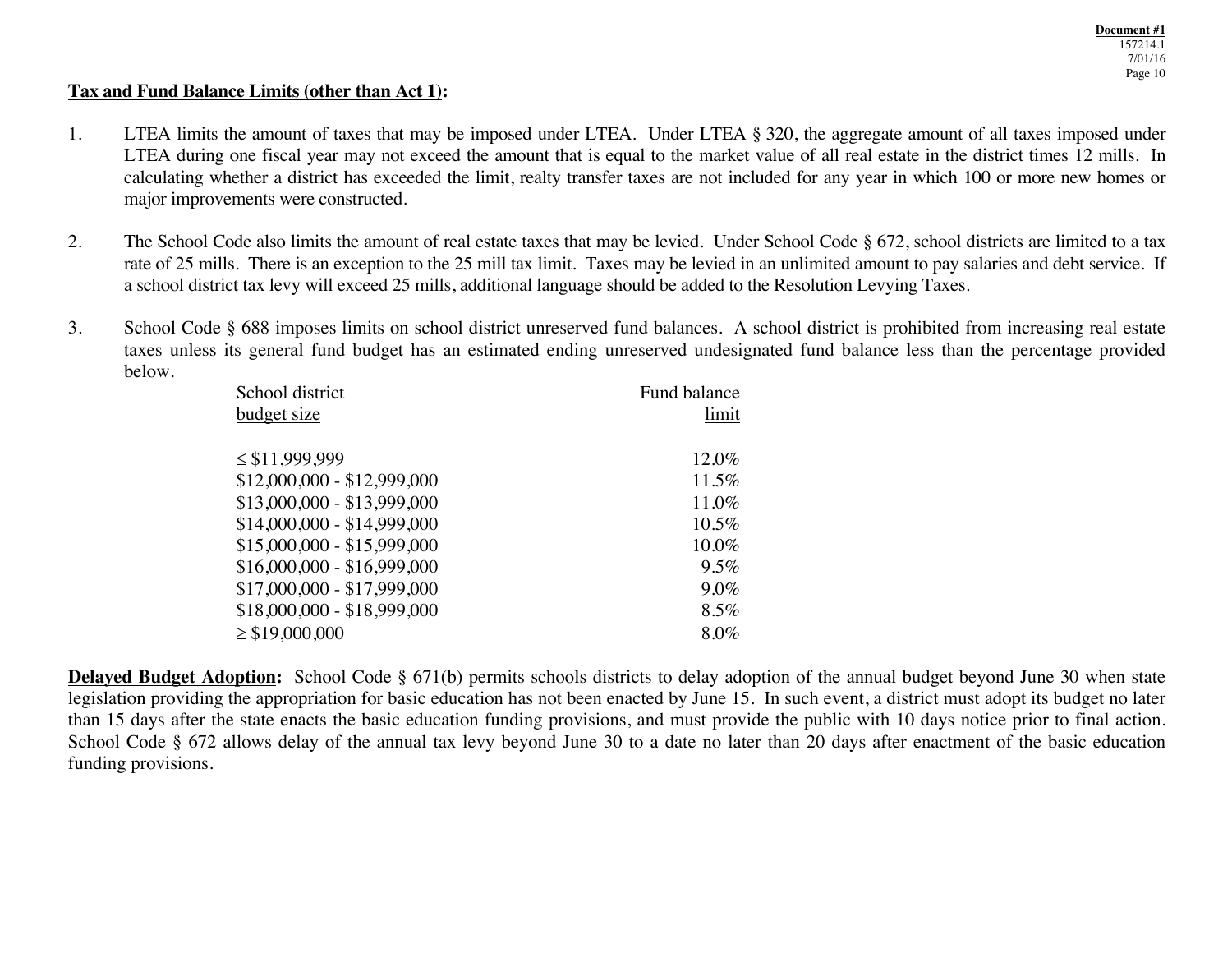**Tax and Fund Balance Limits (other than Act 1):**

1. LTEA limits the amount of taxes that may be imposed under LTEA. Under LTEA § 320, the aggregate amount of all taxes imposed under LTEA during one fiscal year may not exceed the amount that is equal to the market value of all real estate in the district times 12 mills. In calculating whether a district has exceeded the limit, realty transfer taxes are not included for any year in which 100 or more new homes or major improvements were constructed.

2. The School Code also limits the amount of real estate taxes that may be levied. Under School Code § 672, school districts are limited to a tax rate of 25 mills. There is an exception to the 25 mill tax limit. Taxes may be levied in an unlimited amount to pay salaries and debt service. If a school district tax levy will exceed 25 mills, additional language should be added to the Resolution Levying Taxes.

3. School Code § 688 imposes limits on school district unreserved fund balances. A school district is prohibited from increasing real estate taxes unless its general fund budget has an estimated ending unreserved undesignated fund balance less than the percentage provided below.

| School district budget size | Fund balance limit |
|---|---:|
| ≤ $11,999,999 | 12.0% |
| $12,000,000 - $12,999,000 | 11.5% |
| $13,000,000 - $13,999,000 | 11.0% |
| $14,000,000 - $14,999,000 | 10.5% |
| $15,000,000 - $15,999,000 | 10.0% |
| $16,000,000 - $16,999,000 | 9.5% |
| $17,000,000 - $17,999,000 | 9.0% |
| $18,000,000 - $18,999,000 | 8.5% |
| ≥ $19,000,000 | 8.0% |

**Delayed Budget Adoption:** School Code § 671(b) permits schools districts to delay adoption of the annual budget beyond June 30 when state legislation providing the appropriation for basic education has not been enacted by June 15. In such event, a district must adopt its budget no later than 15 days after the state enacts the basic education funding provisions, and must provide the public with 10 days notice prior to final action. School Code § 672 allows delay of the annual tax levy beyond June 30 to a date no later than 20 days after enactment of the basic education funding provisions.